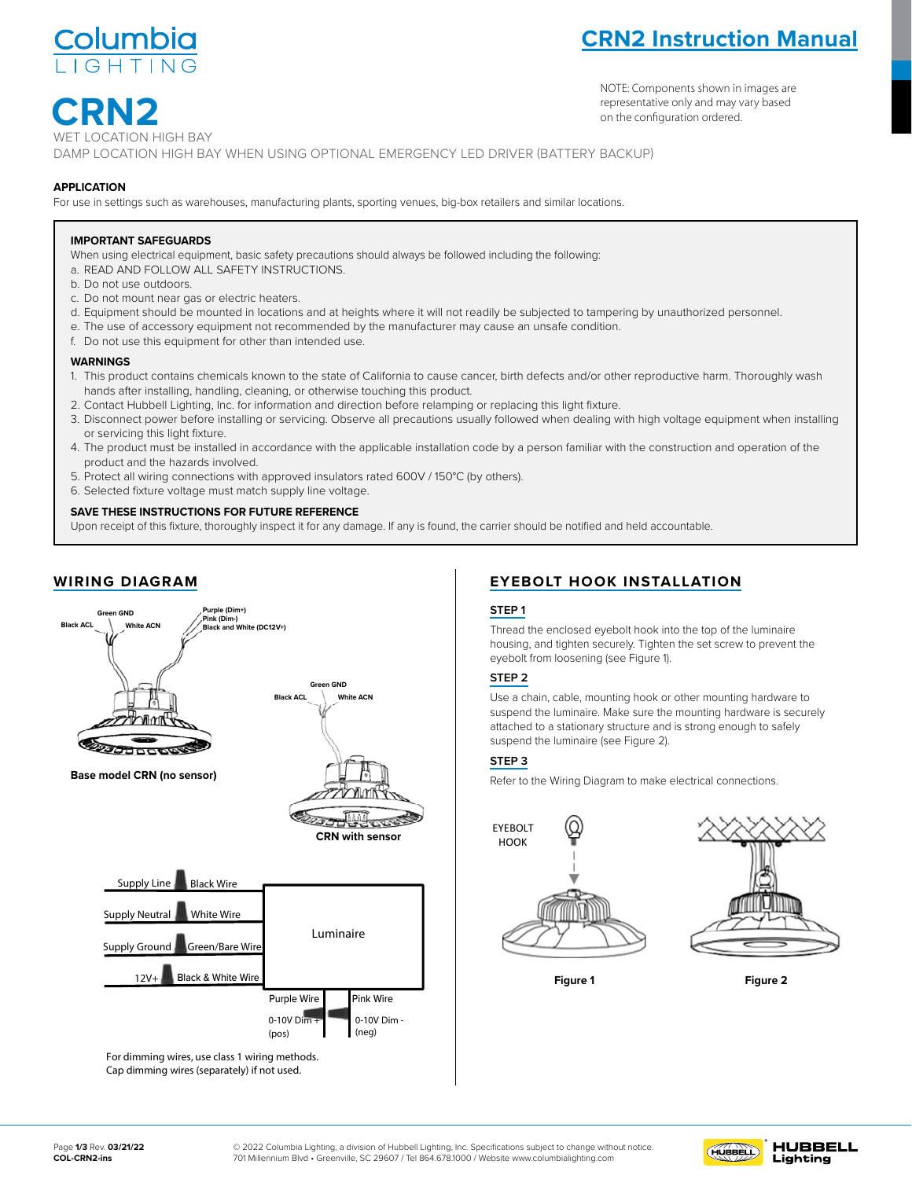Columbia LIGHTING

# CRN2 Instruction Manual

NOTE: Components shown in images are representative only and may vary based on the configuration ordered.

# CRN2

WET LOCATION HIGH BAY

DAMP LOCATION HIGH BAY WHEN USING OPTIONAL EMERGENCY LED DRIVER (BATTERY BACKUP)

**APPLICATION**

For use in settings such as warehouses, manufacturing plants, sporting venues, big-box retailers and similar locations.

**IMPORTANT SAFEGUARDS**

When using electrical equipment, basic safety precautions should always be followed including the following:

a. READ AND FOLLOW ALL SAFETY INSTRUCTIONS.
b. Do not use outdoors.
c. Do not mount near gas or electric heaters.
d. Equipment should be mounted in locations and at heights where it will not readily be subjected to tampering by unauthorized personnel.
e. The use of accessory equipment not recommended by the manufacturer may cause an unsafe condition.
f. Do not use this equipment for other than intended use.

**WARNINGS**

1. This product contains chemicals known to the state of California to cause cancer, birth defects and/or other reproductive harm. Thoroughly wash hands after installing, handling, cleaning, or otherwise touching this product.
2. Contact Hubbell Lighting, Inc. for information and direction before relamping or replacing this light fixture.
3. Disconnect power before installing or servicing. Observe all precautions usually followed when dealing with high voltage equipment when installing or servicing this light fixture.
4. The product must be installed in accordance with the applicable installation code by a person familiar with the construction and operation of the product and the hazards involved.
5. Protect all wiring connections with approved insulators rated 600V / 150°C (by others).
6. Selected fixture voltage must match supply line voltage.

**SAVE THESE INSTRUCTIONS FOR FUTURE REFERENCE**

Upon receipt of this fixture, thoroughly inspect it for any damage. If any is found, the carrier should be notified and held accountable.

## WIRING DIAGRAM

Black ACL, Green GND, White ACN, Purple (Dim+), Pink (Dim-), Black and White (DC12V+)

Base model CRN (no sensor)

Black ACL, Green GND, White ACN

CRN with sensor

Supply Line — Black Wire
Supply Neutral — White Wire
Supply Ground — Green/Bare Wire
12V+ — Black & White Wire

Luminaire

Purple Wire — 0-10V Dim + (pos)
Pink Wire — 0-10V Dim - (neg)

For dimming wires, use class 1 wiring methods.
Cap dimming wires (separately) if not used.

## EYEBOLT HOOK INSTALLATION

**STEP 1**

Thread the enclosed eyebolt hook into the top of the luminaire housing, and tighten securely. Tighten the set screw to prevent the eyebolt from loosening (see Figure 1).

**STEP 2**

Use a chain, cable, mounting hook or other mounting hardware to suspend the luminaire. Make sure the mounting hardware is securely attached to a stationary structure and is strong enough to safely suspend the luminaire (see Figure 2).

**STEP 3**

Refer to the Wiring Diagram to make electrical connections.

EYEBOLT HOOK

Figure 1

Figure 2

Page 1/3 Rev. 03/21/22
COL-CRN2-ins

© 2022 Columbia Lighting, a division of Hubbell Lighting, Inc. Specifications subject to change without notice.
701 Millennium Blvd • Greenville, SC 29607 / Tel 864.678.1000 / Website www.columbialighting.com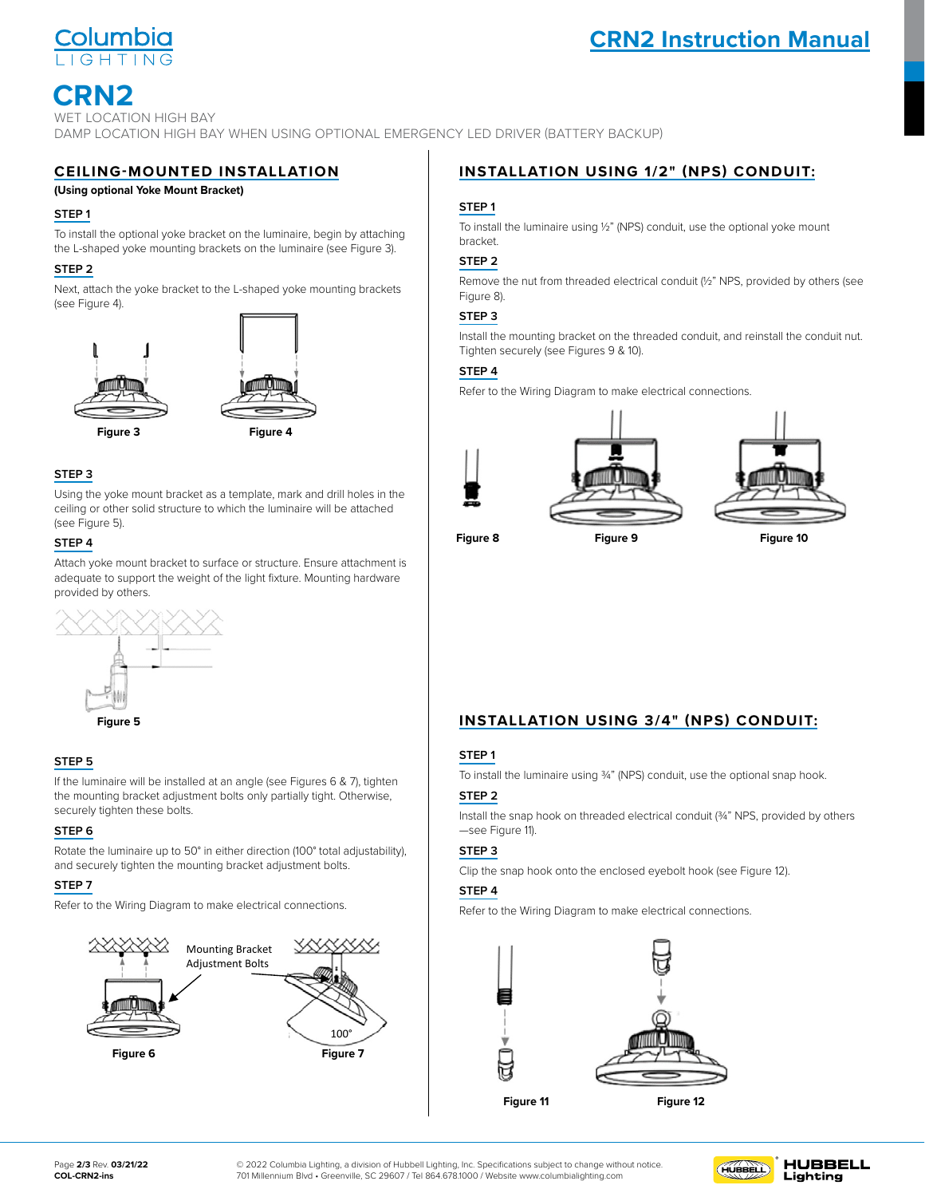# CRN2

WET LOCATION HIGH BAY

DAMP LOCATION HIGH BAY WHEN USING OPTIONAL EMERGENCY LED DRIVER (BATTERY BACKUP)

## CEILING-MOUNTED INSTALLATION

**(Using optional Yoke Mount Bracket)**

### STEP 1

To install the optional yoke bracket on the luminaire, begin by attaching the L-shaped yoke mounting brackets on the luminaire (see Figure 3).

### STEP 2

Next, attach the yoke bracket to the L-shaped yoke mounting brackets (see Figure 4).

Figure 3

Figure 4

### STEP 3

Using the yoke mount bracket as a template, mark and drill holes in the ceiling or other solid structure to which the luminaire will be attached (see Figure 5).

### STEP 4

Attach yoke mount bracket to surface or structure. Ensure attachment is adequate to support the weight of the light fixture. Mounting hardware provided by others.

Figure 5

### STEP 5

If the luminaire will be installed at an angle (see Figures 6 & 7), tighten the mounting bracket adjustment bolts only partially tight. Otherwise, securely tighten these bolts.

### STEP 6

Rotate the luminaire up to 50° in either direction (100° total adjustability), and securely tighten the mounting bracket adjustment bolts.

### STEP 7

Refer to the Wiring Diagram to make electrical connections.

Mounting Bracket Adjustment Bolts

100°

Figure 6

Figure 7

## INSTALLATION USING 1/2" (NPS) CONDUIT:

### STEP 1

To install the luminaire using ½" (NPS) conduit, use the optional yoke mount bracket.

### STEP 2

Remove the nut from threaded electrical conduit (½" NPS, provided by others (see Figure 8).

### STEP 3

Install the mounting bracket on the threaded conduit, and reinstall the conduit nut. Tighten securely (see Figures 9 & 10).

### STEP 4

Refer to the Wiring Diagram to make electrical connections.

Figure 8

Figure 9

Figure 10

## INSTALLATION USING 3/4" (NPS) CONDUIT:

### STEP 1

To install the luminaire using ¾" (NPS) conduit, use the optional snap hook.

### STEP 2

Install the snap hook on threaded electrical conduit (¾" NPS, provided by others —see Figure 11).

### STEP 3

Clip the snap hook onto the enclosed eyebolt hook (see Figure 12).

### STEP 4

Refer to the Wiring Diagram to make electrical connections.

Figure 11

Figure 12

© 2022 Columbia Lighting, a division of Hubbell Lighting, Inc. Specifications subject to change without notice.
701 Millennium Blvd • Greenville, SC 29607 / Tel 864.678.1000 / Website www.columbialighting.com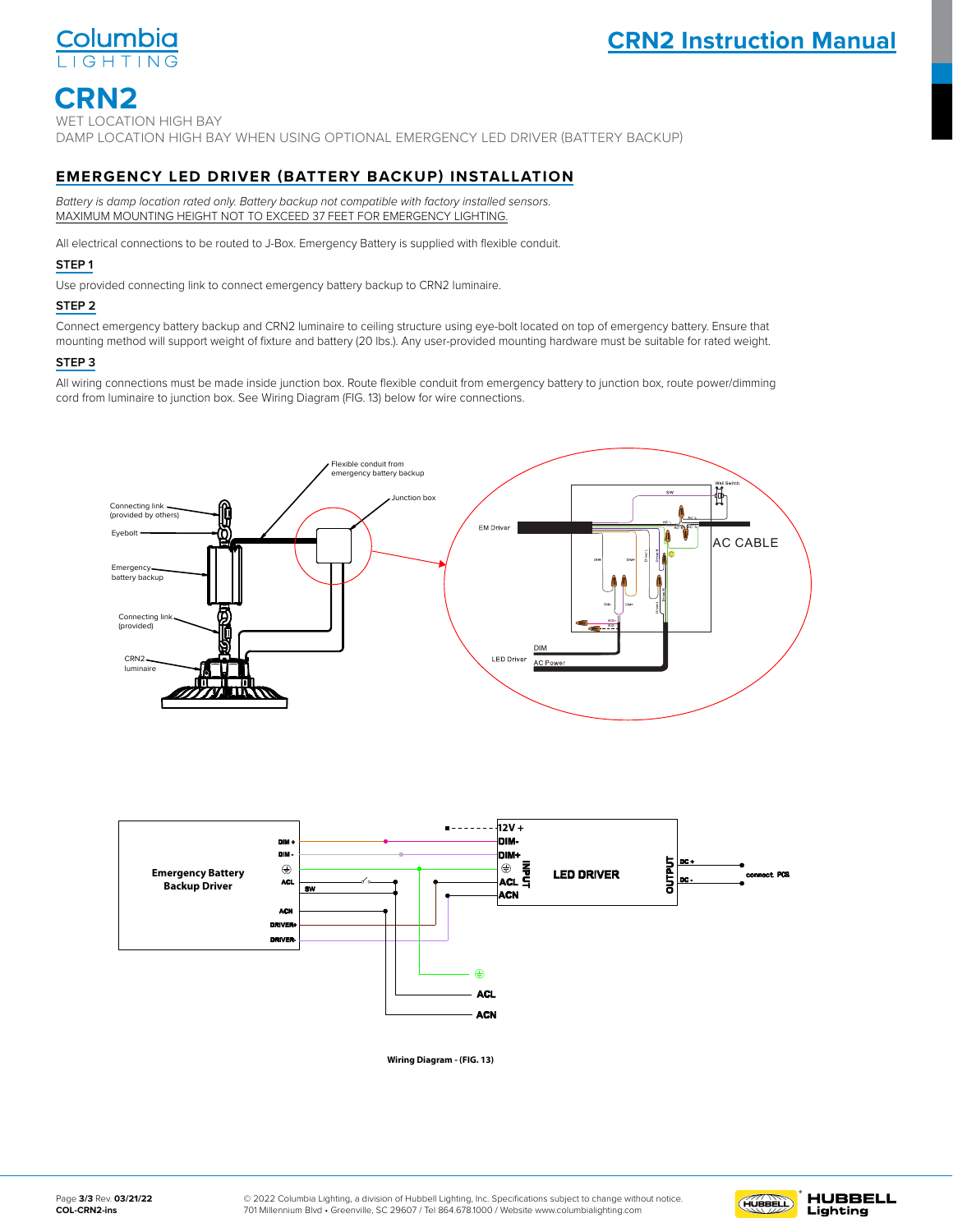# CRN2

WET LOCATION HIGH BAY
DAMP LOCATION HIGH BAY WHEN USING OPTIONAL EMERGENCY LED DRIVER (BATTERY BACKUP)

## EMERGENCY LED DRIVER (BATTERY BACKUP) INSTALLATION

*Battery is damp location rated only. Battery backup not compatible with factory installed sensors.*
MAXIMUM MOUNTING HEIGHT NOT TO EXCEED 37 FEET FOR EMERGENCY LIGHTING.

All electrical connections to be routed to J-Box. Emergency Battery is supplied with flexible conduit.

### STEP 1

Use provided connecting link to connect emergency battery backup to CRN2 luminaire.

### STEP 2

Connect emergency battery backup and CRN2 luminaire to ceiling structure using eye-bolt located on top of emergency battery. Ensure that mounting method will support weight of fixture and battery (20 lbs.). Any user-provided mounting hardware must be suitable for rated weight.

### STEP 3

All wiring connections must be made inside junction box. Route flexible conduit from emergency battery to junction box, route power/dimming cord from luminaire to junction box. See Wiring Diagram (FIG. 13) below for wire connections.

Flexible conduit from emergency battery backup
Junction box
Connecting link (provided by others)
Eyebolt
Emergency battery backup
Connecting link (provided)
CRN2 luminaire
EM Driver
Wall Switch
AC CABLE
LED Driver
DIM
AC Power

Emergency Battery Backup Driver
DIM +
DIM -
ACL
SW
ACN
DRIVER+
DRIVER-
12V +
DIM-
DIM+
ACL
ACN
INPUT
LED DRIVER
OUTPUT
DC +
DC -
connect PCB
ACL
ACN

Wiring Diagram - (FIG. 13)